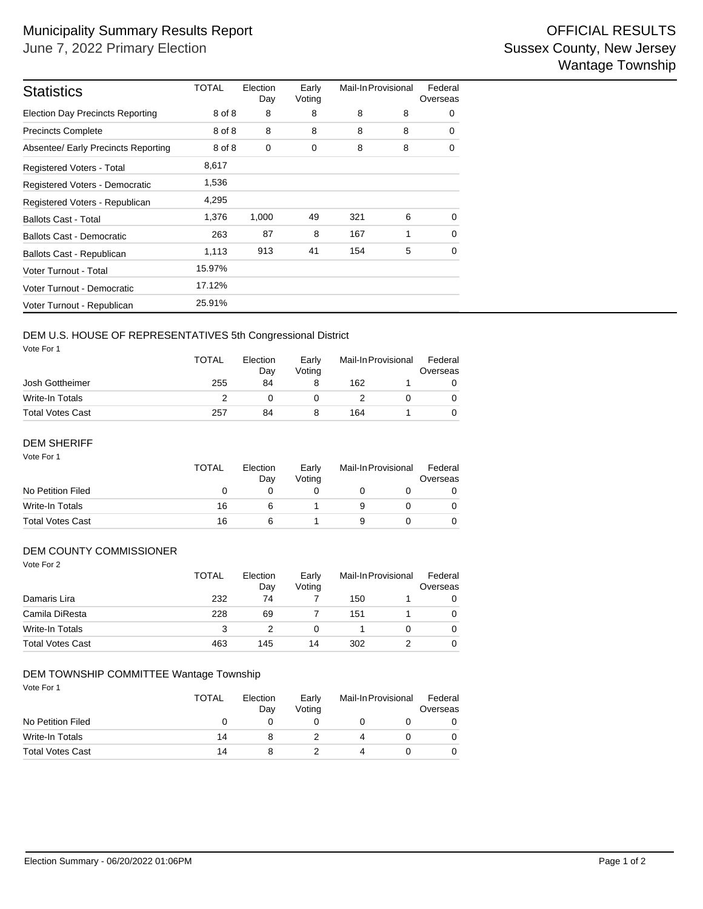# Municipality Summary Results Report

June 7, 2022 Primary Election

OFFICIAL RESULTS
Sussex County, New Jersey
Wantage Township

| Statistics | TOTAL | Election Day | Early Voting | Mail-In | Provisional | Federal Overseas |
|---|---|---|---|---|---|---|
| Election Day Precincts Reporting | 8 of 8 | 8 | 8 | 8 | 8 | 0 |
| Precincts Complete | 8 of 8 | 8 | 8 | 8 | 8 | 0 |
| Absentee/ Early Precincts Reporting | 8 of 8 | 0 | 0 | 8 | 8 | 0 |
| Registered Voters - Total | 8,617 | | | | | |
| Registered Voters - Democratic | 1,536 | | | | | |
| Registered Voters - Republican | 4,295 | | | | | |
| Ballots Cast - Total | 1,376 | 1,000 | 49 | 321 | 6 | 0 |
| Ballots Cast - Democratic | 263 | 87 | 8 | 167 | 1 | 0 |
| Ballots Cast - Republican | 1,113 | 913 | 41 | 154 | 5 | 0 |
| Voter Turnout - Total | 15.97% | | | | | |
| Voter Turnout - Democratic | 17.12% | | | | | |
| Voter Turnout - Republican | 25.91% | | | | | |

## DEM U.S. HOUSE OF REPRESENTATIVES 5th Congressional District

Vote For 1

| | TOTAL | Election Day | Early Voting | Mail-In | Provisional | Federal Overseas |
|---|---|---|---|---|---|---|
| Josh Gottheimer | 255 | 84 | 8 | 162 | 1 | 0 |
| Write-In Totals | 2 | 0 | 0 | 2 | 0 | 0 |
| Total Votes Cast | 257 | 84 | 8 | 164 | 1 | 0 |

## DEM SHERIFF

Vote For 1

| | TOTAL | Election Day | Early Voting | Mail-In | Provisional | Federal Overseas |
|---|---|---|---|---|---|---|
| No Petition Filed | 0 | 0 | 0 | 0 | 0 | 0 |
| Write-In Totals | 16 | 6 | 1 | 9 | 0 | 0 |
| Total Votes Cast | 16 | 6 | 1 | 9 | 0 | 0 |

## DEM COUNTY COMMISSIONER

Vote For 2

| | TOTAL | Election Day | Early Voting | Mail-In | Provisional | Federal Overseas |
|---|---|---|---|---|---|---|
| Damaris Lira | 232 | 74 | 7 | 150 | 1 | 0 |
| Camila DiResta | 228 | 69 | 7 | 151 | 1 | 0 |
| Write-In Totals | 3 | 2 | 0 | 1 | 0 | 0 |
| Total Votes Cast | 463 | 145 | 14 | 302 | 2 | 0 |

## DEM TOWNSHIP COMMITTEE Wantage Township

Vote For 1

| | TOTAL | Election Day | Early Voting | Mail-In | Provisional | Federal Overseas |
|---|---|---|---|---|---|---|
| No Petition Filed | 0 | 0 | 0 | 0 | 0 | 0 |
| Write-In Totals | 14 | 8 | 2 | 4 | 0 | 0 |
| Total Votes Cast | 14 | 8 | 2 | 4 | 0 | 0 |

Election Summary - 06/20/2022 01:06PM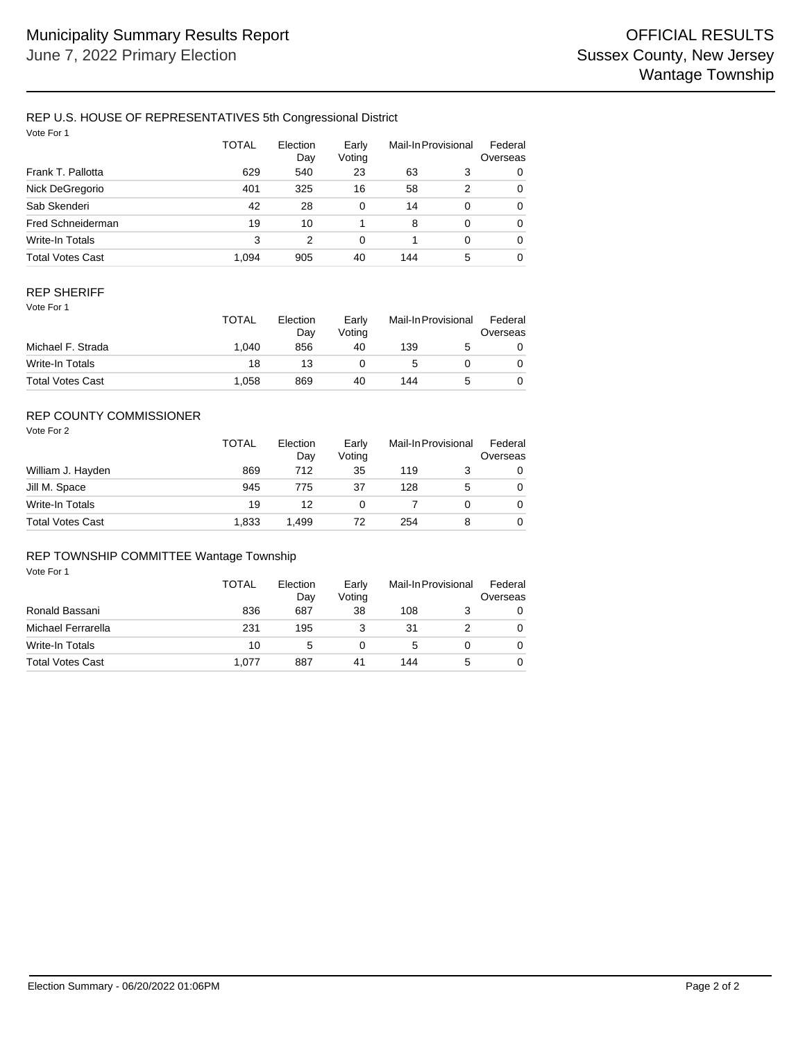# Municipality Summary Results Report

June 7, 2022 Primary Election

OFFICIAL RESULTS
Sussex County, New Jersey
Wantage Township

## REP U.S. HOUSE OF REPRESENTATIVES 5th Congressional District

Vote For 1

| | TOTAL | Election Day | Early Voting | Mail-In | Provisional | Federal Overseas |
|---|---|---|---|---|---|---|
| Frank T. Pallotta | 629 | 540 | 23 | 63 | 3 | 0 |
| Nick DeGregorio | 401 | 325 | 16 | 58 | 2 | 0 |
| Sab Skenderi | 42 | 28 | 0 | 14 | 0 | 0 |
| Fred Schneiderman | 19 | 10 | 1 | 8 | 0 | 0 |
| Write-In Totals | 3 | 2 | 0 | 1 | 0 | 0 |
| Total Votes Cast | 1,094 | 905 | 40 | 144 | 5 | 0 |

## REP SHERIFF

Vote For 1

| | TOTAL | Election Day | Early Voting | Mail-In | Provisional | Federal Overseas |
|---|---|---|---|---|---|---|
| Michael F. Strada | 1,040 | 856 | 40 | 139 | 5 | 0 |
| Write-In Totals | 18 | 13 | 0 | 5 | 0 | 0 |
| Total Votes Cast | 1,058 | 869 | 40 | 144 | 5 | 0 |

## REP COUNTY COMMISSIONER

Vote For 2

| | TOTAL | Election Day | Early Voting | Mail-In | Provisional | Federal Overseas |
|---|---|---|---|---|---|---|
| William J. Hayden | 869 | 712 | 35 | 119 | 3 | 0 |
| Jill M. Space | 945 | 775 | 37 | 128 | 5 | 0 |
| Write-In Totals | 19 | 12 | 0 | 7 | 0 | 0 |
| Total Votes Cast | 1,833 | 1,499 | 72 | 254 | 8 | 0 |

## REP TOWNSHIP COMMITTEE Wantage Township

Vote For 1

| | TOTAL | Election Day | Early Voting | Mail-In | Provisional | Federal Overseas |
|---|---|---|---|---|---|---|
| Ronald Bassani | 836 | 687 | 38 | 108 | 3 | 0 |
| Michael Ferrarella | 231 | 195 | 3 | 31 | 2 | 0 |
| Write-In Totals | 10 | 5 | 0 | 5 | 0 | 0 |
| Total Votes Cast | 1,077 | 887 | 41 | 144 | 5 | 0 |

Election Summary - 06/20/2022 01:06PM